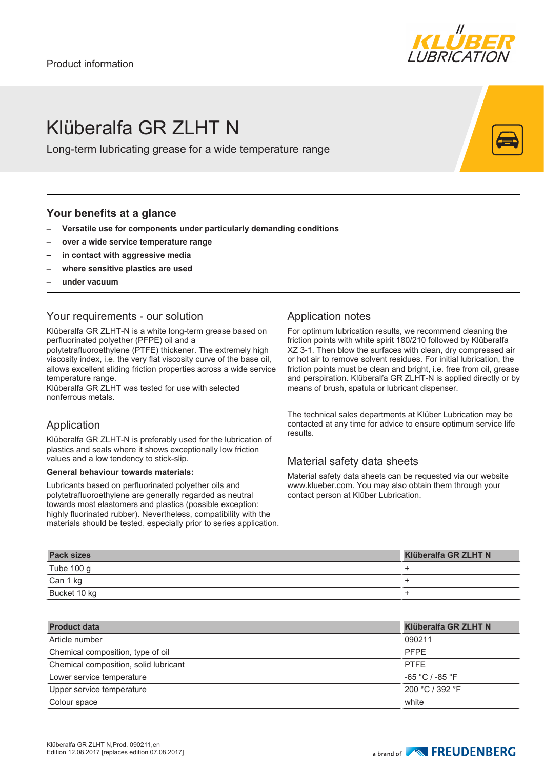Product information

# Klüberalfa GR ZLHT N

Long-term lubricating grease for a wide temperature range

## Your benefits at a glance

- **Versatile use for components under particularly demanding conditions**
- **over a wide service temperature range**
- **in contact with aggressive media**
- **where sensitive plastics are used**
- **under vacuum**

## Your requirements - our solution

Klüberalfa GR ZLHT-N is a white long-term grease based on perfluorinated polyether (PFPE) oil and a polytetrafluoroethylene (PTFE) thickener. The extremely high viscosity index, i.e. the very flat viscosity curve of the base oil, allows excellent sliding friction properties across a wide service temperature range.
Klüberalfa GR ZLHT was tested for use with selected nonferrous metals.

## Application

Klüberalfa GR ZLHT-N is preferably used for the lubrication of plastics and seals where it shows exceptionally low friction values and a low tendency to stick-slip.

**General behaviour towards materials:**

Lubricants based on perfluorinated polyether oils and polytetrafluoroethylene are generally regarded as neutral towards most elastomers and plastics (possible exception: highly fluorinated rubber). Nevertheless, compatibility with the materials should be tested, especially prior to series application.

## Application notes

For optimum lubrication results, we recommend cleaning the friction points with white spirit 180/210 followed by Klüberalfa XZ 3-1. Then blow the surfaces with clean, dry compressed air or hot air to remove solvent residues. For initial lubrication, the friction points must be clean and bright, i.e. free from oil, grease and perspiration. Klüberalfa GR ZLHT-N is applied directly or by means of brush, spatula or lubricant dispenser.

The technical sales departments at Klüber Lubrication may be contacted at any time for advice to ensure optimum service life results.

## Material safety data sheets

Material safety data sheets can be requested via our website www.klueber.com. You may also obtain them through your contact person at Klüber Lubrication.

| Pack sizes | Klüberalfa GR ZLHT N |
|---|---|
| Tube 100 g | + |
| Can 1 kg | + |
| Bucket 10 kg | + |

| Product data | Klüberalfa GR ZLHT N |
|---|---|
| Article number | 090211 |
| Chemical composition, type of oil | PFPE |
| Chemical composition, solid lubricant | PTFE |
| Lower service temperature | -65 °C / -85 °F |
| Upper service temperature | 200 °C / 392 °F |
| Colour space | white |

Klüberalfa GR ZLHT N,Prod. 090211,en
Edition 12.08.2017 [replaces edition 07.08.2017]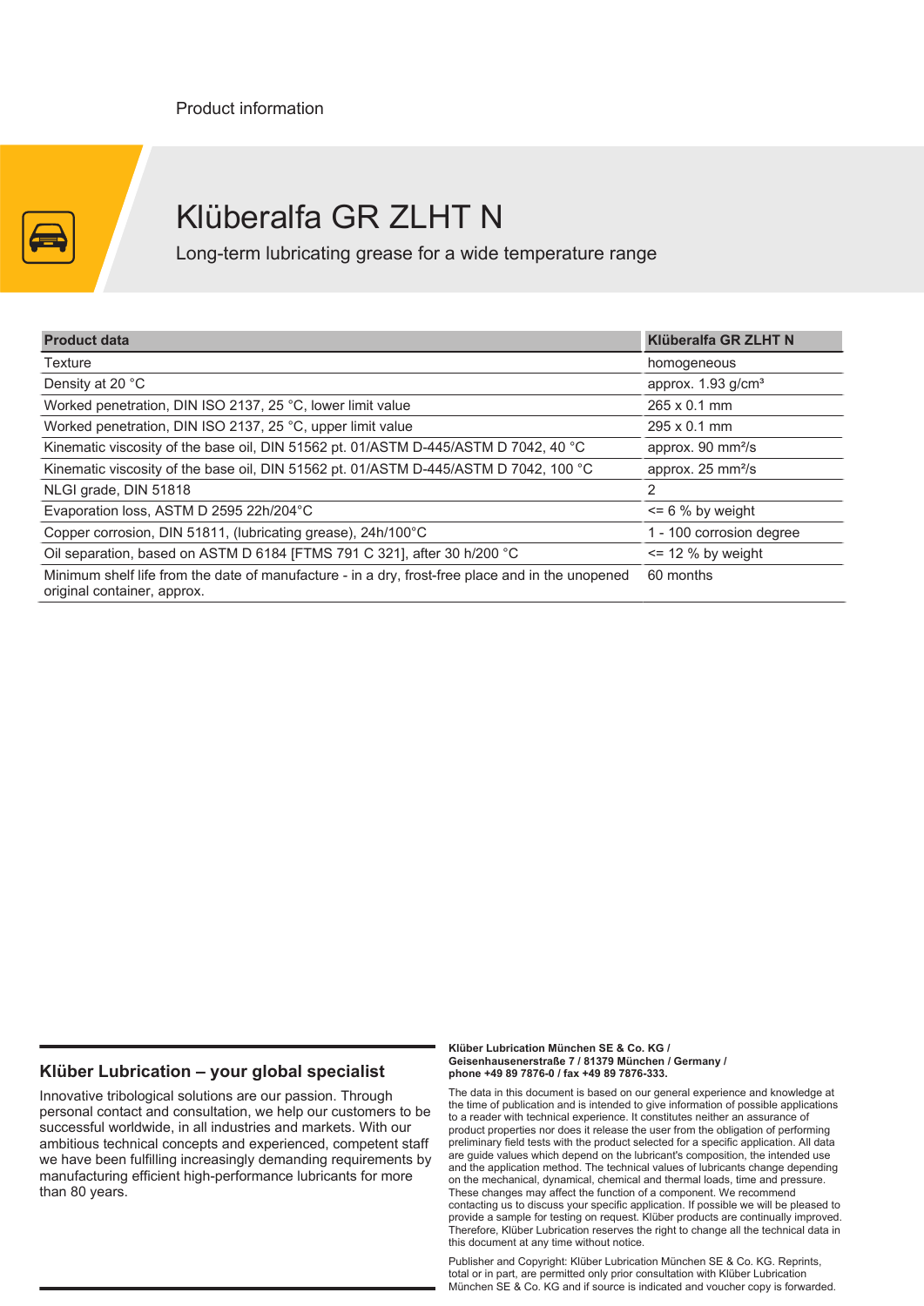Product information

# Klüberalfa GR ZLHT N

Long-term lubricating grease for a wide temperature range

| Product data | Klüberalfa GR ZLHT N |
|---|---|
| Texture | homogeneous |
| Density at 20 °C | approx. 1.93 g/cm³ |
| Worked penetration, DIN ISO 2137, 25 °C, lower limit value | 265 x 0.1 mm |
| Worked penetration, DIN ISO 2137, 25 °C, upper limit value | 295 x 0.1 mm |
| Kinematic viscosity of the base oil, DIN 51562 pt. 01/ASTM D-445/ASTM D 7042, 40 °C | approx. 90 mm²/s |
| Kinematic viscosity of the base oil, DIN 51562 pt. 01/ASTM D-445/ASTM D 7042, 100 °C | approx. 25 mm²/s |
| NLGI grade, DIN 51818 | 2 |
| Evaporation loss, ASTM D 2595 22h/204°C | <= 6 % by weight |
| Copper corrosion, DIN 51811, (lubricating grease), 24h/100°C | 1 - 100 corrosion degree |
| Oil separation, based on ASTM D 6184 [FTMS 791 C 321], after 30 h/200 °C | <= 12 % by weight |
| Minimum shelf life from the date of manufacture - in a dry, frost-free place and in the unopened original container, approx. | 60 months |

## Klüber Lubrication – your global specialist

Innovative tribological solutions are our passion. Through personal contact and consultation, we help our customers to be successful worldwide, in all industries and markets. With our ambitious technical concepts and experienced, competent staff we have been fulfilling increasingly demanding requirements by manufacturing efficient high-performance lubricants for more than 80 years.

**Klüber Lubrication München SE & Co. KG / Geisenhausenerstraße 7 / 81379 München / Germany / phone +49 89 7876-0 / fax +49 89 7876-333.**

The data in this document is based on our general experience and knowledge at the time of publication and is intended to give information of possible applications to a reader with technical experience. It constitutes neither an assurance of product properties nor does it release the user from the obligation of performing preliminary field tests with the product selected for a specific application. All data are guide values which depend on the lubricant's composition, the intended use and the application method. The technical values of lubricants change depending on the mechanical, dynamical, chemical and thermal loads, time and pressure. These changes may affect the function of a component. We recommend contacting us to discuss your specific application. If possible we will be pleased to provide a sample for testing on request. Klüber products are continually improved. Therefore, Klüber Lubrication reserves the right to change all the technical data in this document at any time without notice.

Publisher and Copyright: Klüber Lubrication München SE & Co. KG. Reprints, total or in part, are permitted only prior consultation with Klüber Lubrication München SE & Co. KG and if source is indicated and voucher copy is forwarded.